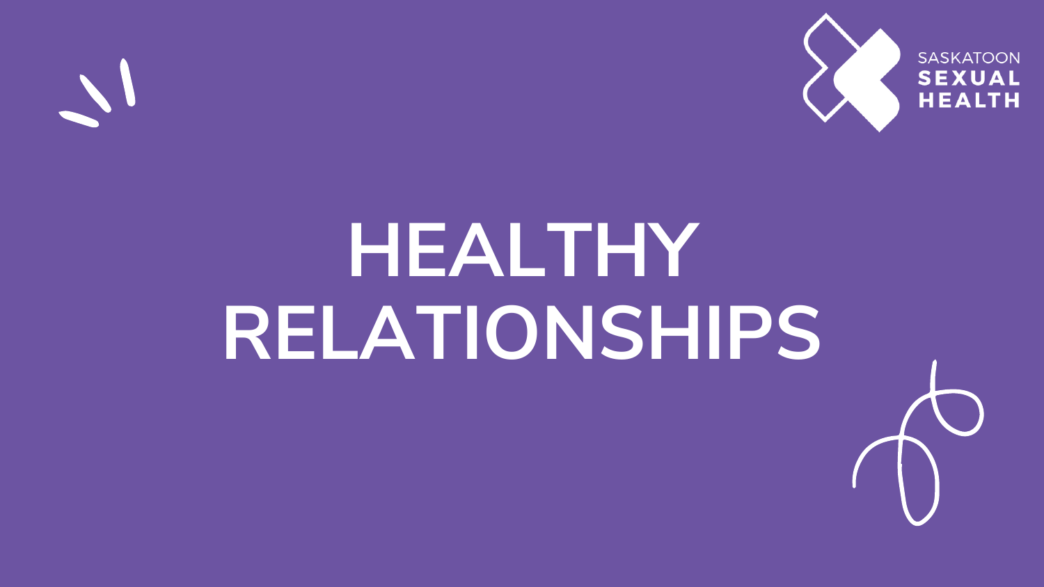SASKATOON SEXUAL HEALTH

# HEALTHY RELATIONSHIPS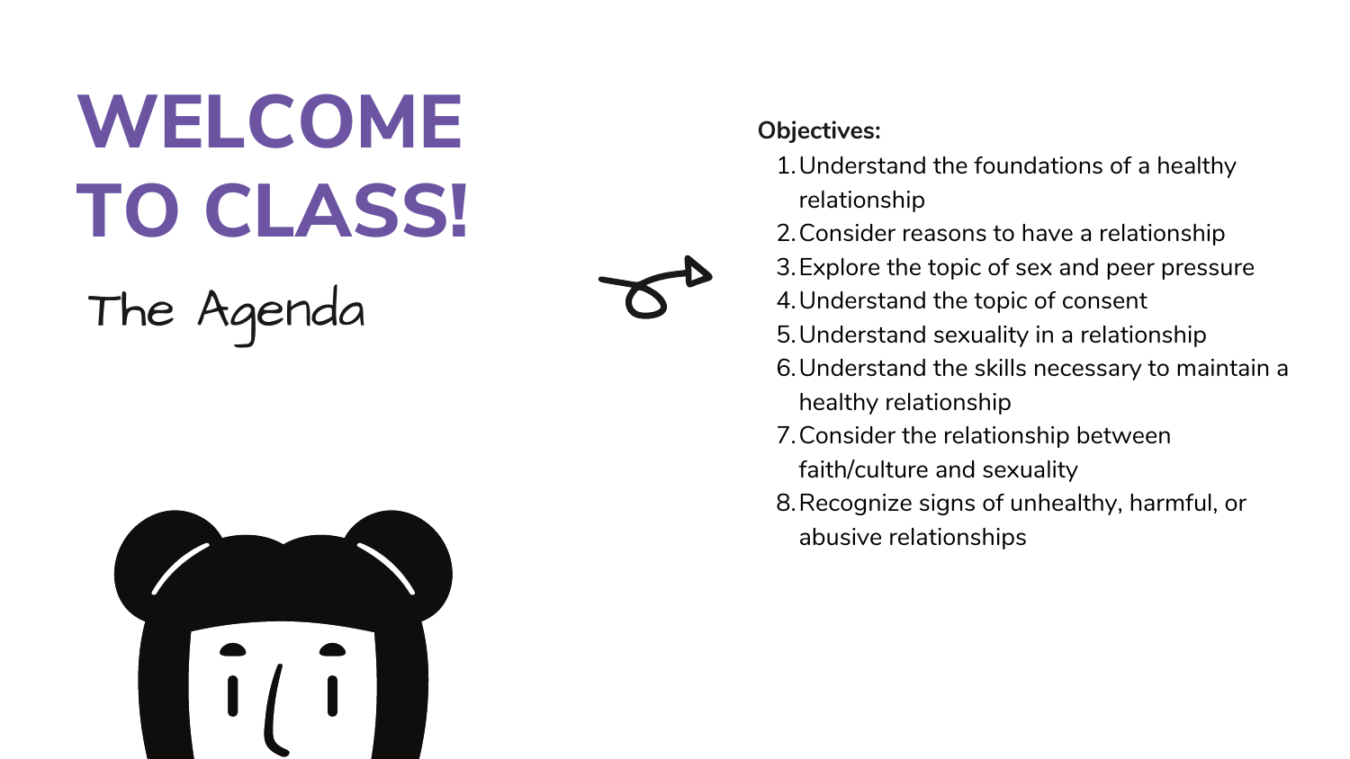# WELCOME TO CLASS!

## The Agenda

**Objectives:**

1. Understand the foundations of a healthy relationship
2. Consider reasons to have a relationship
3. Explore the topic of sex and peer pressure
4. Understand the topic of consent
5. Understand sexuality in a relationship
6. Understand the skills necessary to maintain a healthy relationship
7. Consider the relationship between faith/culture and sexuality
8. Recognize signs of unhealthy, harmful, or abusive relationships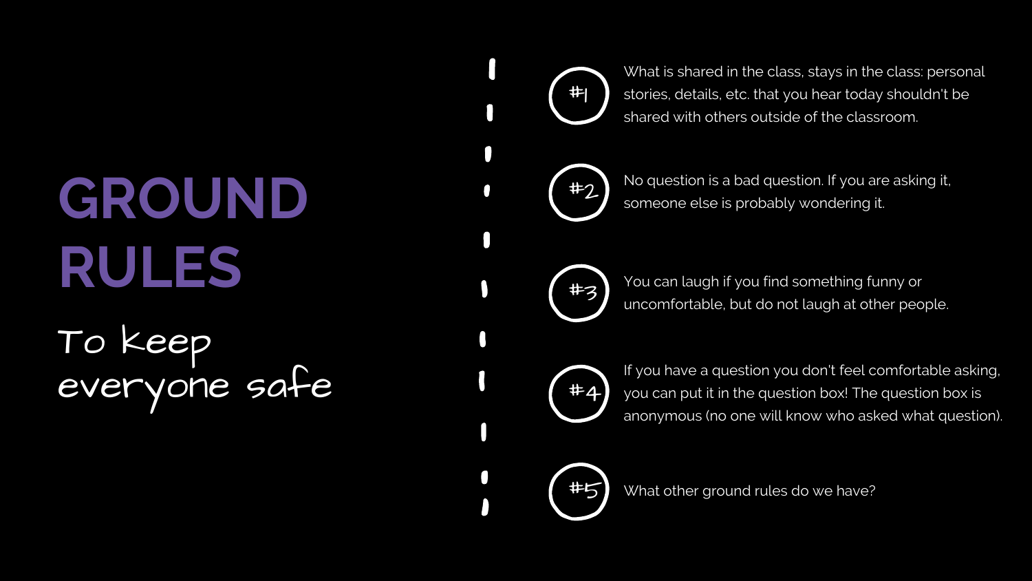# GROUND RULES

To keep everyone safe

- **#1** What is shared in the class, stays in the class: personal stories, details, etc. that you hear today shouldn't be shared with others outside of the classroom.
- **#2** No question is a bad question. If you are asking it, someone else is probably wondering it.
- **#3** You can laugh if you find something funny or uncomfortable, but do not laugh at other people.
- **#4** If you have a question you don't feel comfortable asking, you can put it in the question box! The question box is anonymous (no one will know who asked what question).
- **#5** What other ground rules do we have?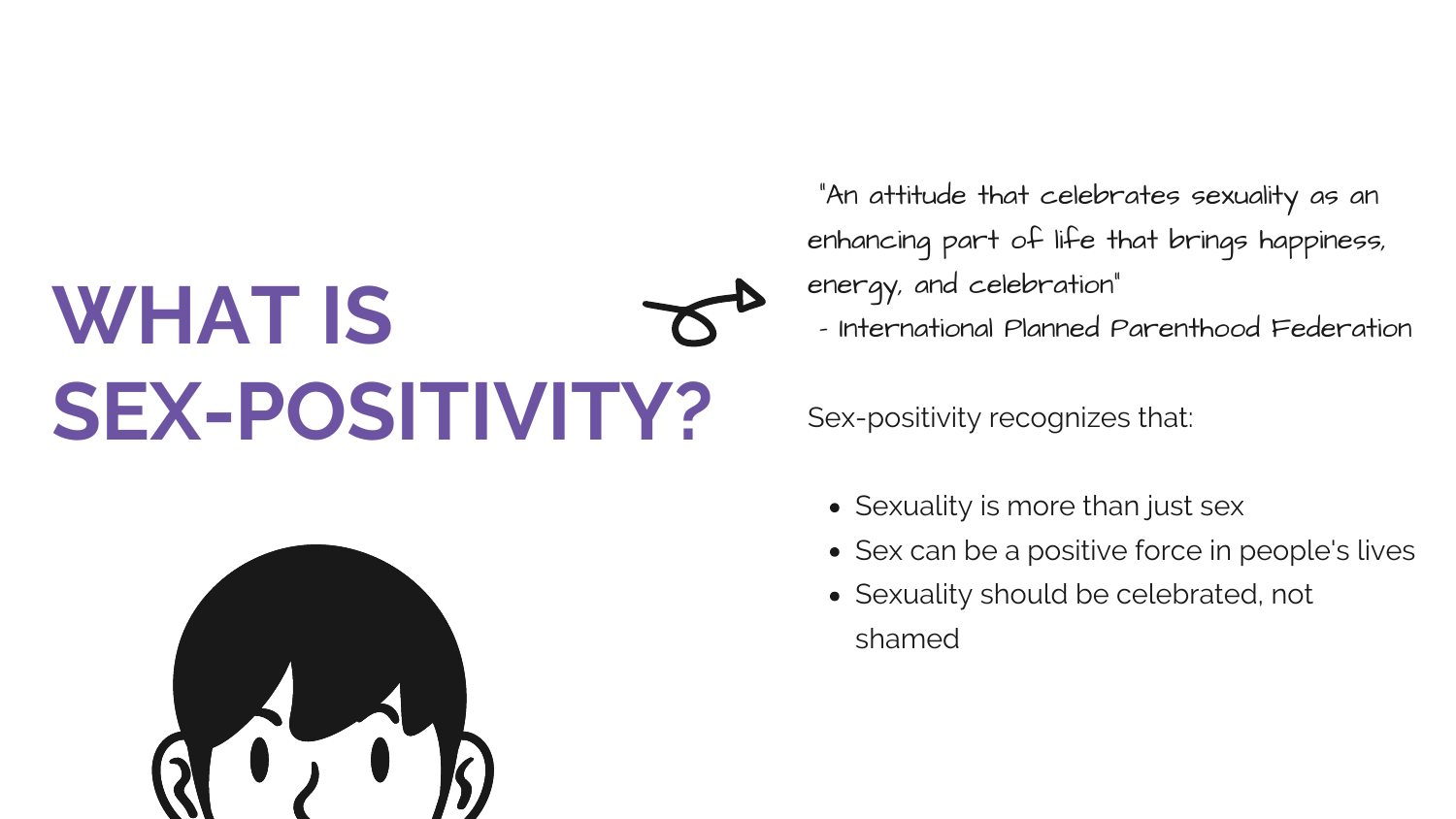# WHAT IS SEX-POSITIVITY?

"An attitude that celebrates sexuality as an enhancing part of life that brings happiness, energy, and celebration"
- International Planned Parenthood Federation

Sex-positivity recognizes that:

- Sexuality is more than just sex
- Sex can be a positive force in people's lives
- Sexuality should be celebrated, not shamed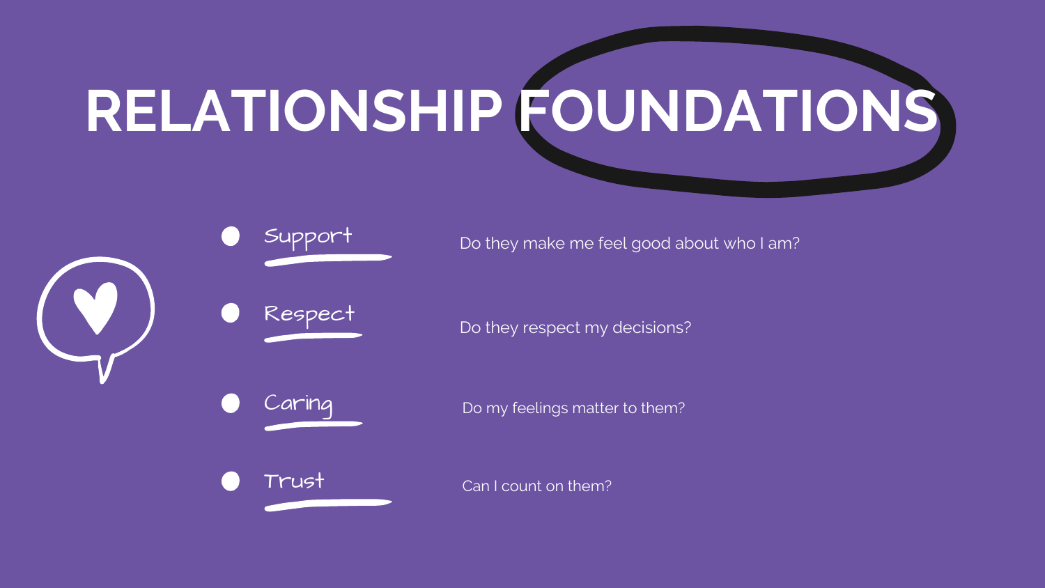# RELATIONSHIP FOUNDATIONS

- **Support** — Do they make me feel good about who I am?
- **Respect** — Do they respect my decisions?
- **Caring** — Do my feelings matter to them?
- **Trust** — Can I count on them?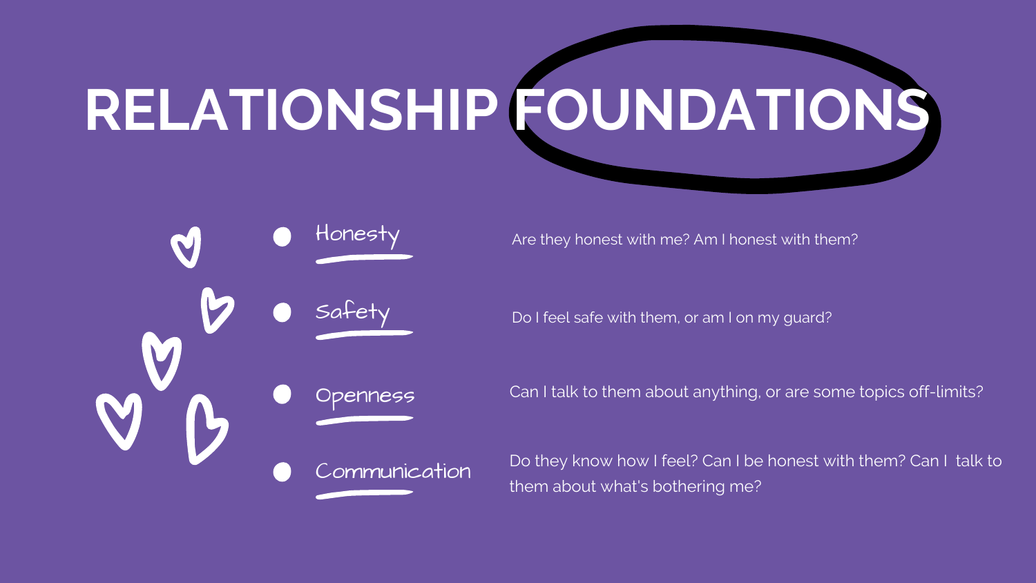# RELATIONSHIP FOUNDATIONS

- **Honesty** — Are they honest with me? Am I honest with them?
- **Safety** — Do I feel safe with them, or am I on my guard?
- **Openness** — Can I talk to them about anything, or are some topics off-limits?
- **Communication** — Do they know how I feel? Can I be honest with them? Can I talk to them about what's bothering me?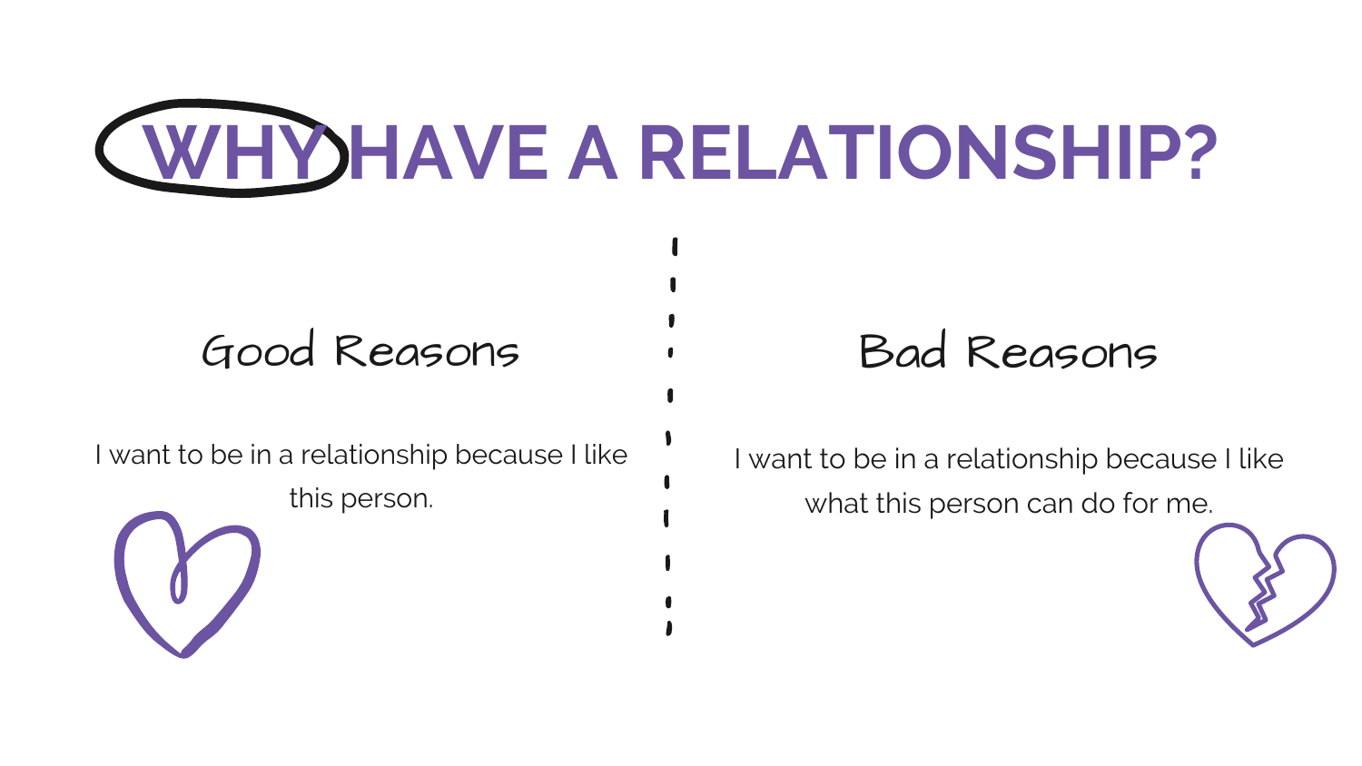# WHY HAVE A RELATIONSHIP?

## Good Reasons

I want to be in a relationship because I like this person.

## Bad Reasons

I want to be in a relationship because I like what this person can do for me.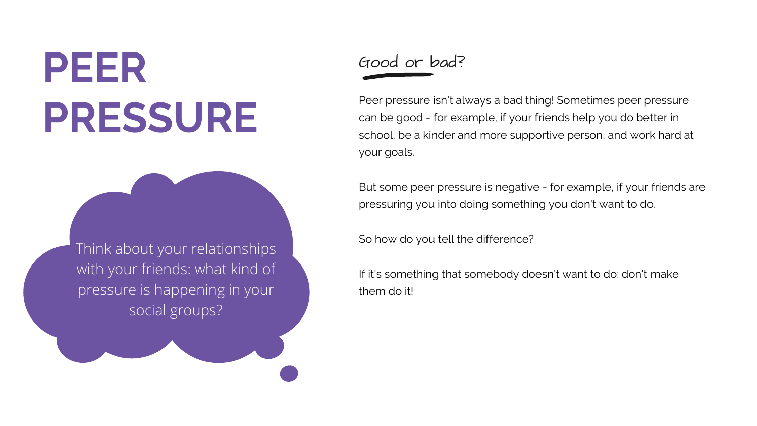# PEER PRESSURE

Think about your relationships with your friends: what kind of pressure is happening in your social groups?

## Good or bad?

Peer pressure isn't always a bad thing! Sometimes peer pressure can be good - for example, if your friends help you do better in school, be a kinder and more supportive person, and work hard at your goals.

But some peer pressure is negative - for example, if your friends are pressuring you into doing something you don't want to do.

So how do you tell the difference?

If it's something that somebody doesn't want to do: don't make them do it!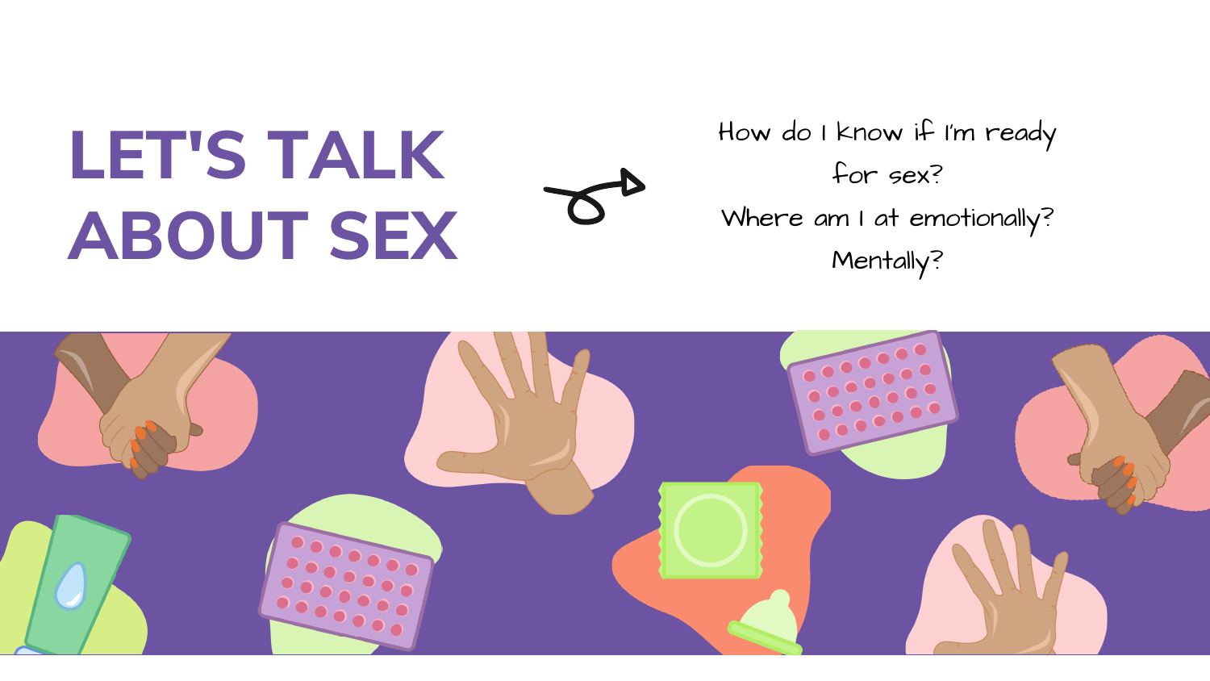# LET'S TALK ABOUT SEX

How do I know if I'm ready for sex?

Where am I at emotionally?

Mentally?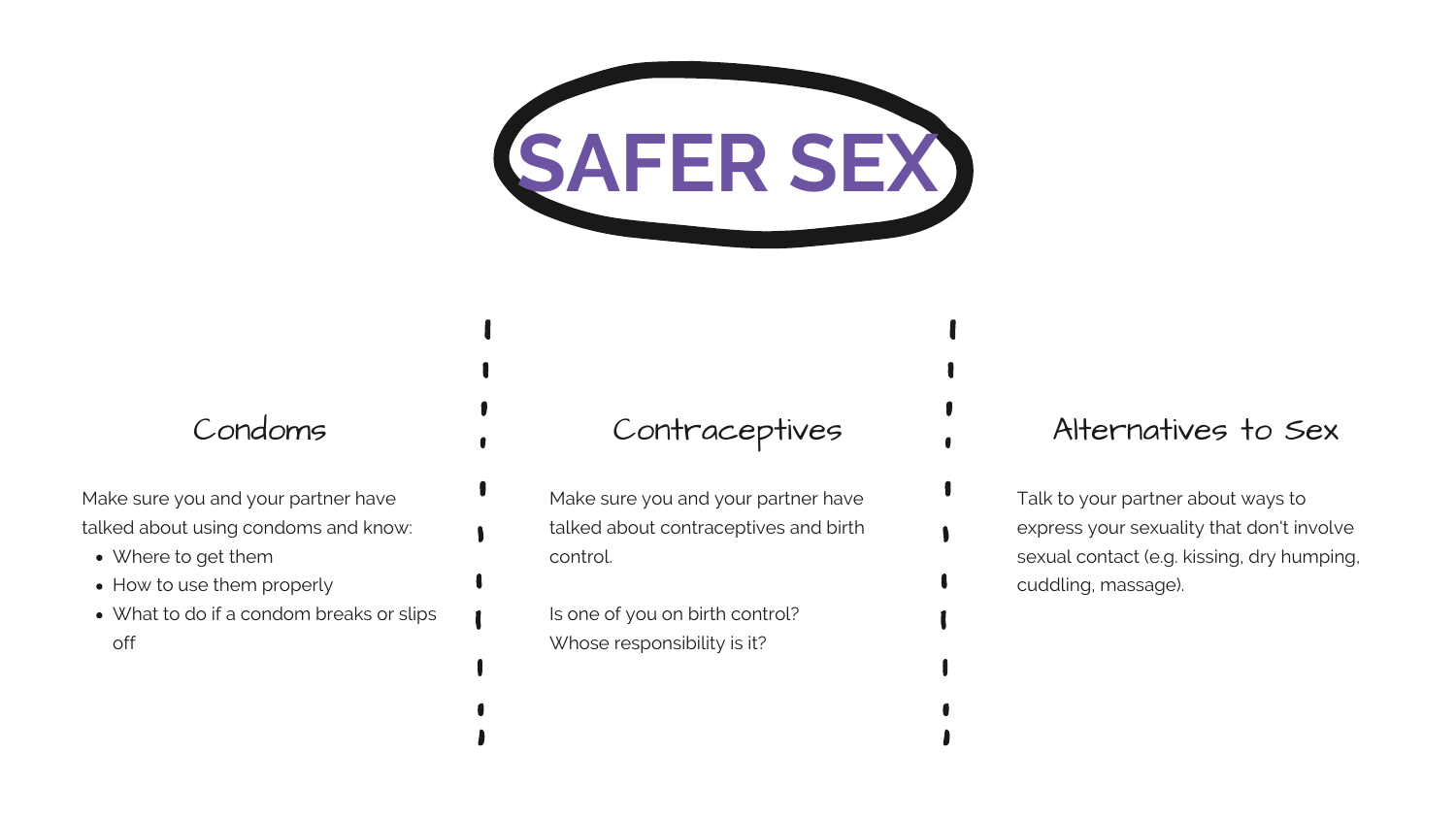# SAFER SEX

## Condoms

Make sure you and your partner have talked about using condoms and know:

- Where to get them
- How to use them properly
- What to do if a condom breaks or slips off

## Contraceptives

Make sure you and your partner have talked about contraceptives and birth control.

Is one of you on birth control? Whose responsibility is it?

## Alternatives to Sex

Talk to your partner about ways to express your sexuality that don't involve sexual contact (e.g. kissing, dry humping, cuddling, massage).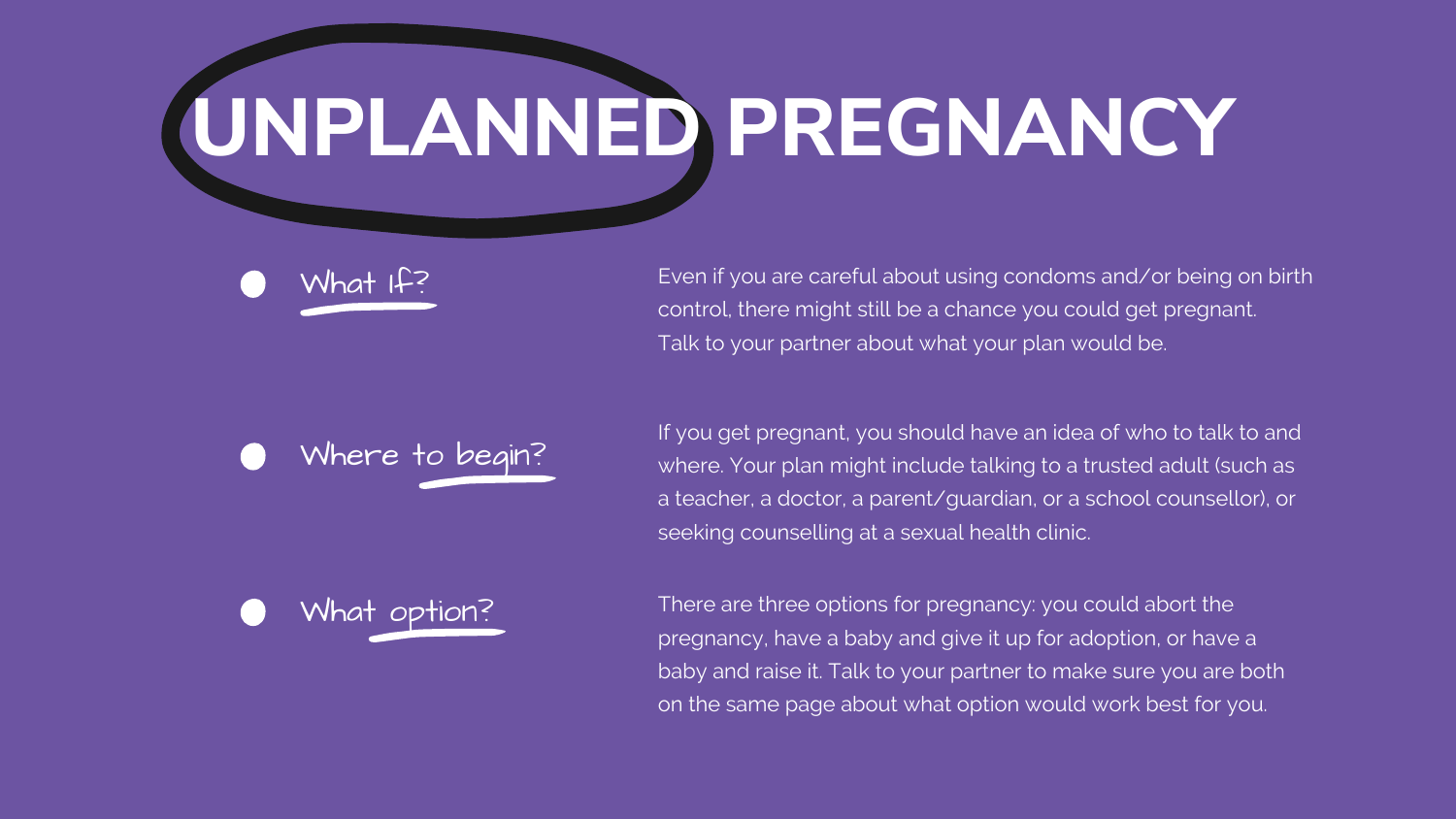# UNPLANNED PREGNANCY

- **What If?**

  Even if you are careful about using condoms and/or being on birth control, there might still be a chance you could get pregnant. Talk to your partner about what your plan would be.

- **Where to begin?**

  If you get pregnant, you should have an idea of who to talk to and where. Your plan might include talking to a trusted adult (such as a teacher, a doctor, a parent/guardian, or a school counsellor), or seeking counselling at a sexual health clinic.

- **What option?**

  There are three options for pregnancy: you could abort the pregnancy, have a baby and give it up for adoption, or have a baby and raise it. Talk to your partner to make sure you are both on the same page about what option would work best for you.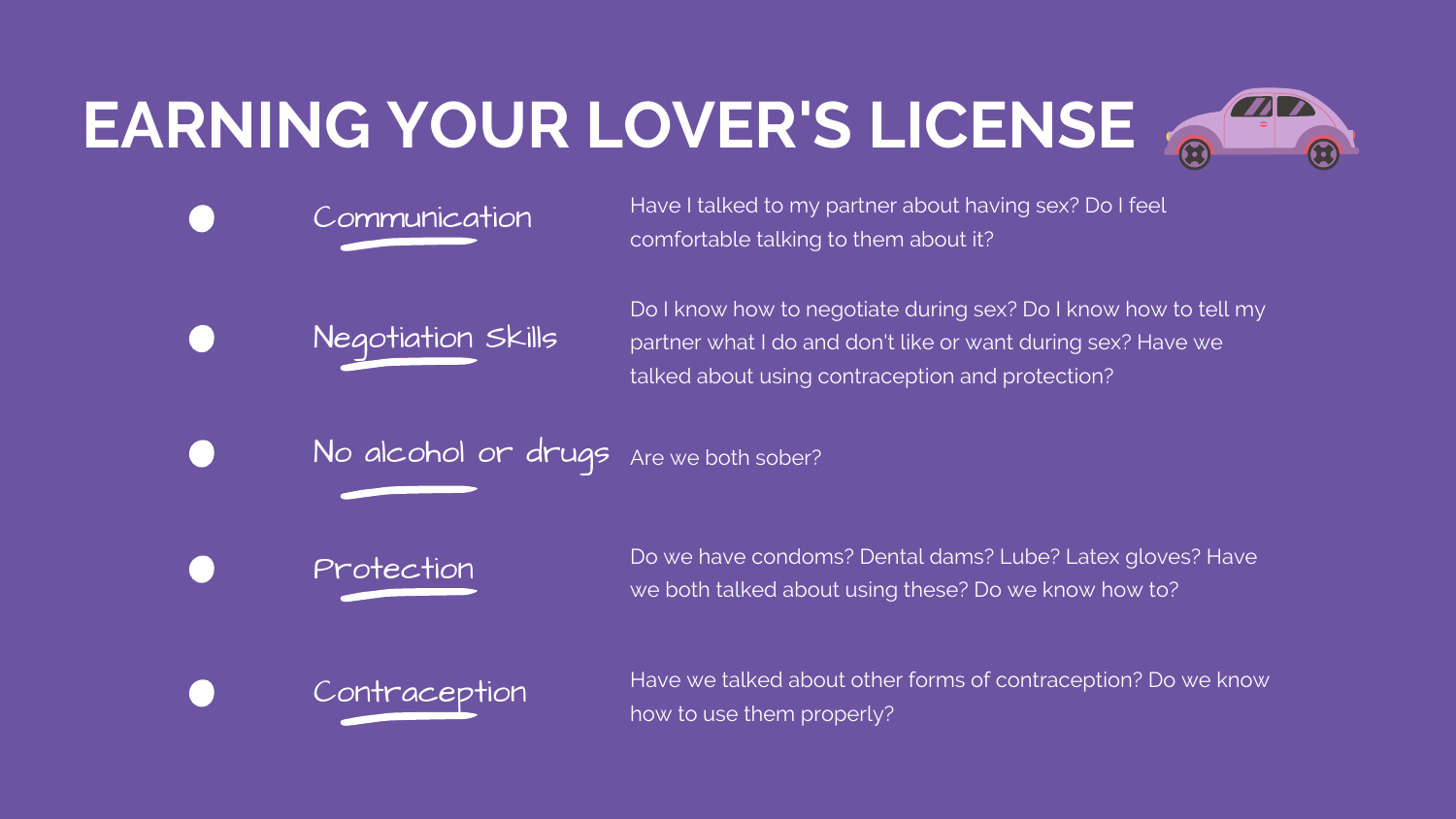# EARNING YOUR LOVER'S LICENSE

- **Communication** — Have I talked to my partner about having sex? Do I feel comfortable talking to them about it?
- **Negotiation Skills** — Do I know how to negotiate during sex? Do I know how to tell my partner what I do and don't like or want during sex? Have we talked about using contraception and protection?
- **No alcohol or drugs** — Are we both sober?
- **Protection** — Do we have condoms? Dental dams? Lube? Latex gloves? Have we both talked about using these? Do we know how to?
- **Contraception** — Have we talked about other forms of contraception? Do we know how to use them properly?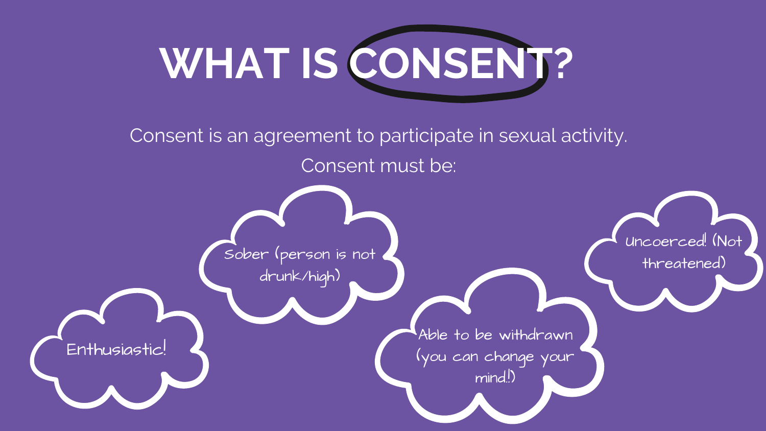# WHAT IS CONSENT?

Consent is an agreement to participate in sexual activity.

Consent must be:

- Enthusiastic!
- Sober (person is not drunk/high)
- Able to be withdrawn (you can change your mind!)
- Uncoerced! (Not threatened)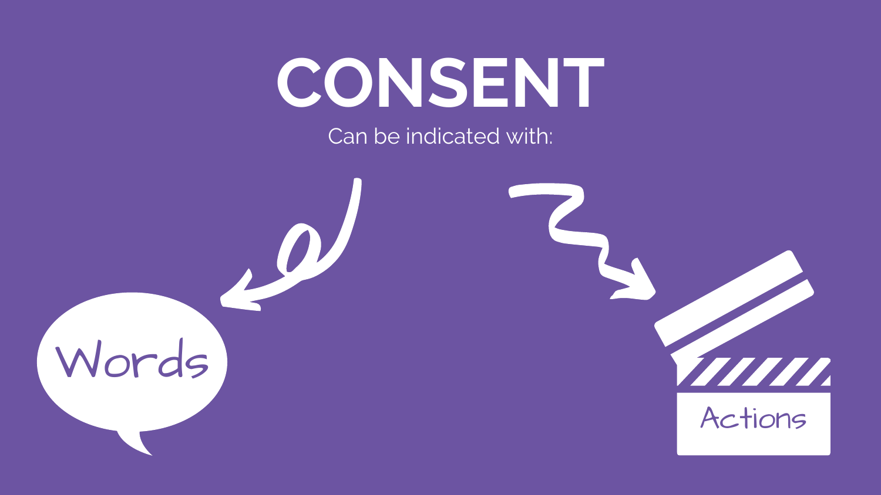# CONSENT

Can be indicated with:

Words

Actions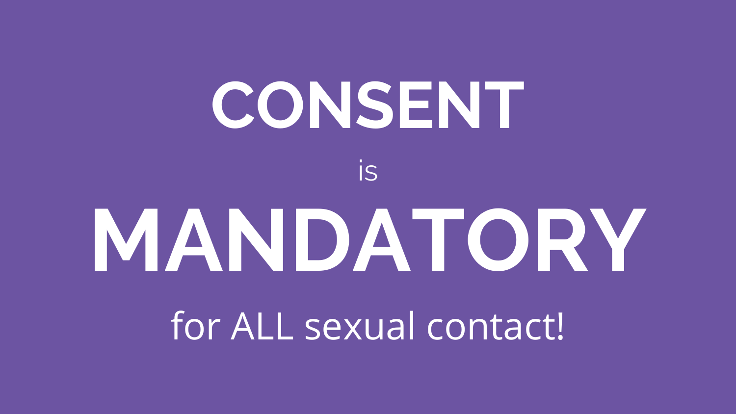# CONSENT

is

# MANDATORY

for ALL sexual contact!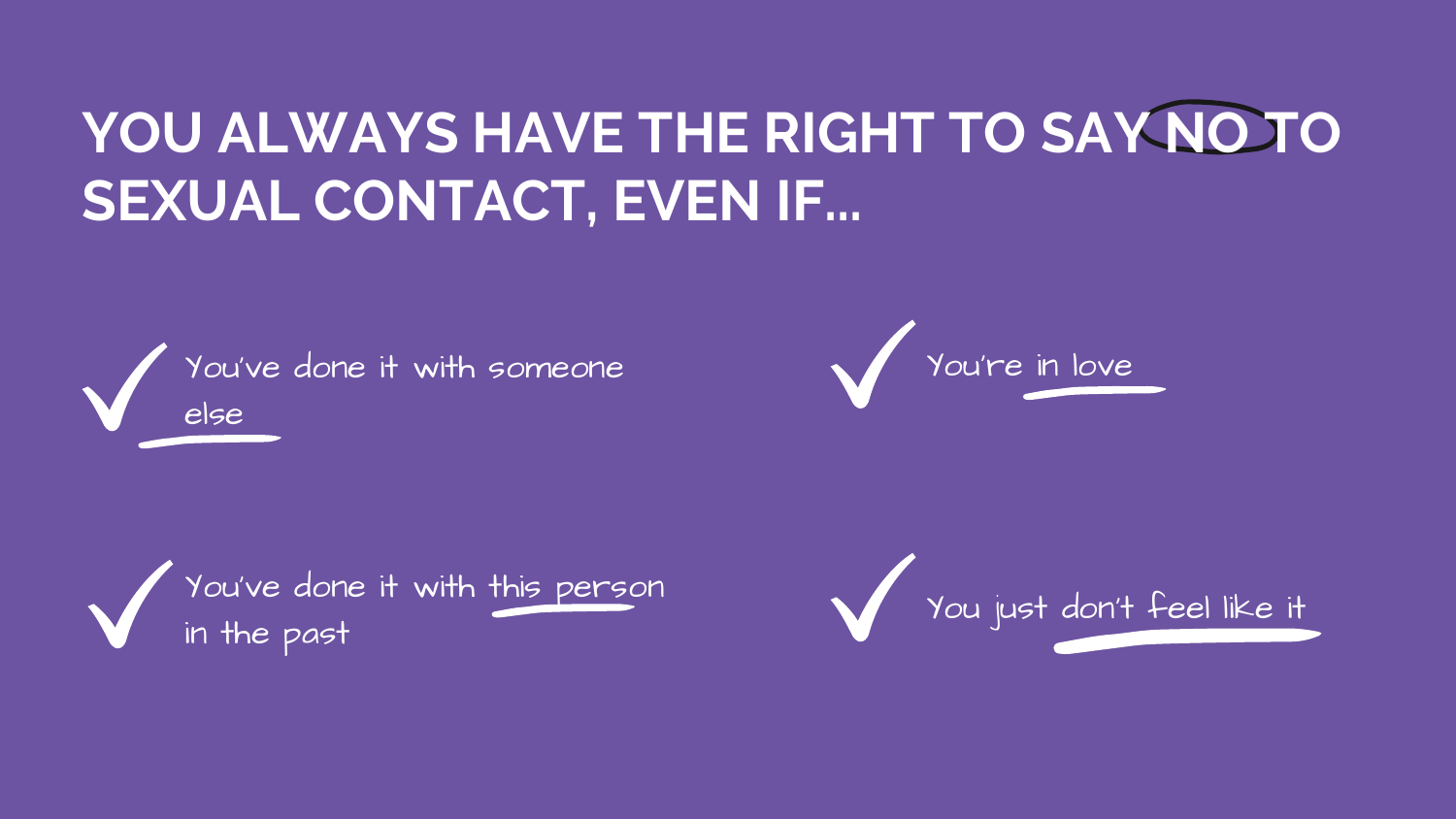# YOU ALWAYS HAVE THE RIGHT TO SAY NO TO SEXUAL CONTACT, EVEN IF...

- You've done it with someone else
- You've done it with this person in the past
- You're in love
- You just don't feel like it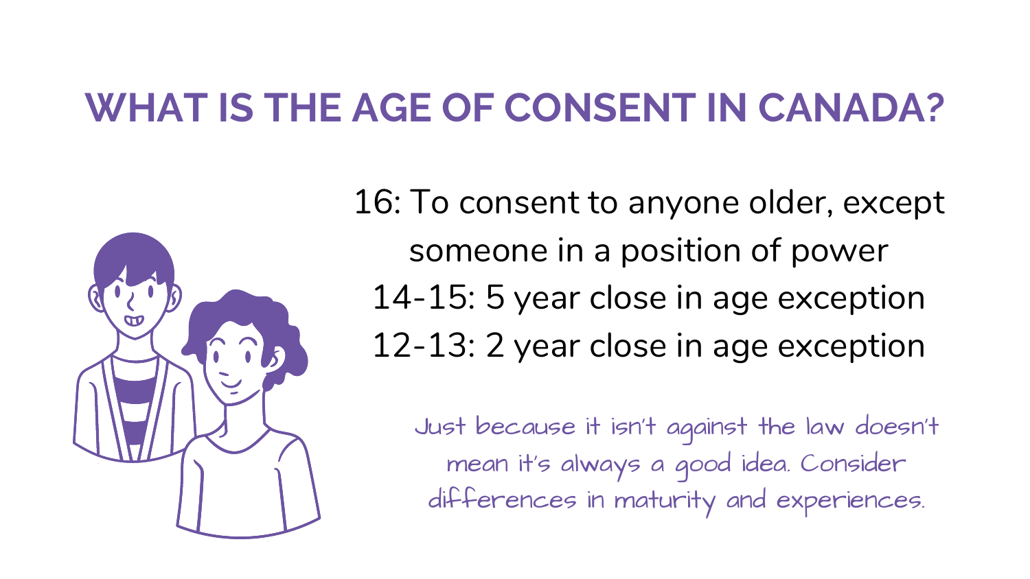# WHAT IS THE AGE OF CONSENT IN CANADA?

16: To consent to anyone older, except someone in a position of power

14-15: 5 year close in age exception

12-13: 2 year close in age exception

*Just because it isn't against the law doesn't mean it's always a good idea. Consider differences in maturity and experiences.*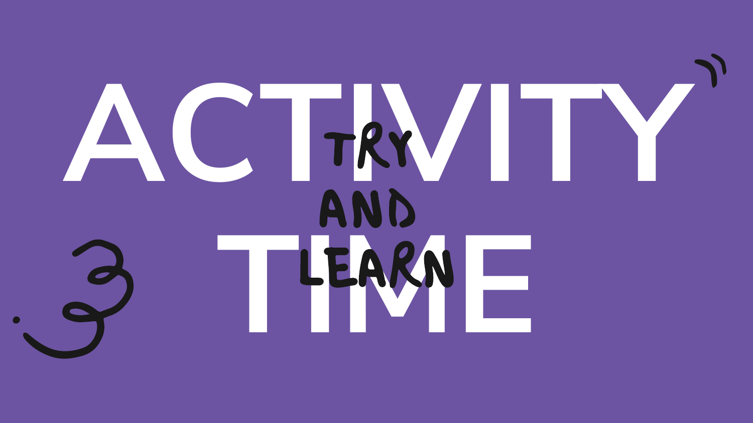# ACTIVITY TIME

TRY AND LEARN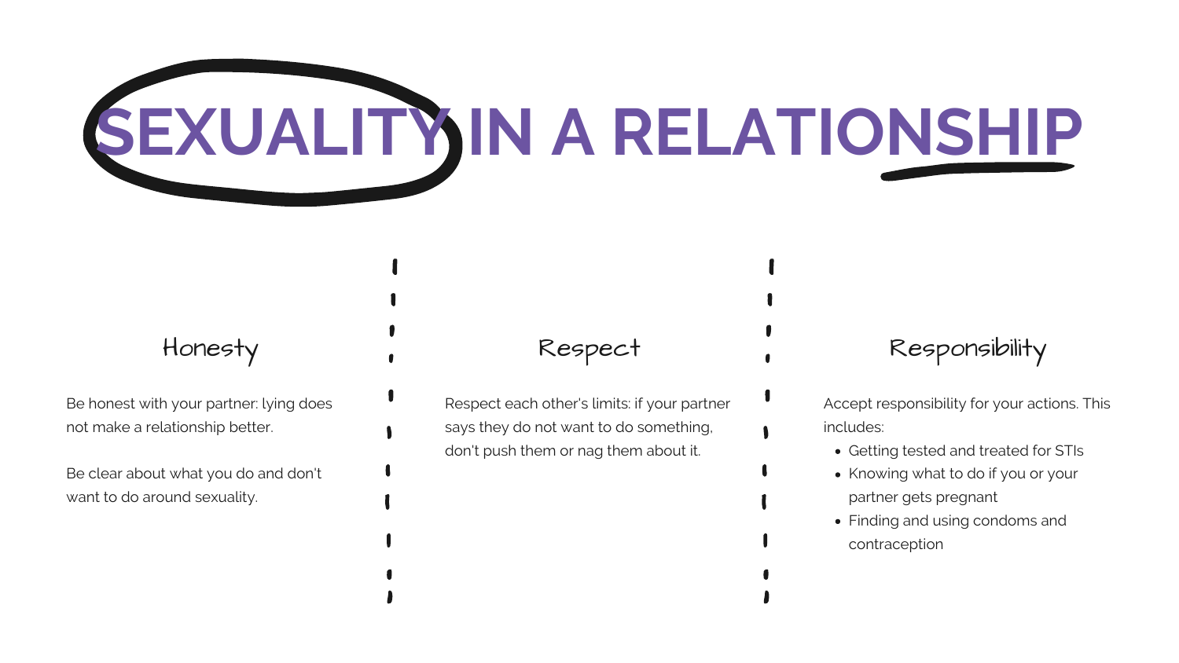# SEXUALITY IN A RELATIONSHIP

### Honesty

Be honest with your partner: lying does not make a relationship better.

Be clear about what you do and don't want to do around sexuality.

### Respect

Respect each other's limits: if your partner says they do not want to do something, don't push them or nag them about it.

### Responsibility

Accept responsibility for your actions. This includes:

- Getting tested and treated for STIs
- Knowing what to do if you or your partner gets pregnant
- Finding and using condoms and contraception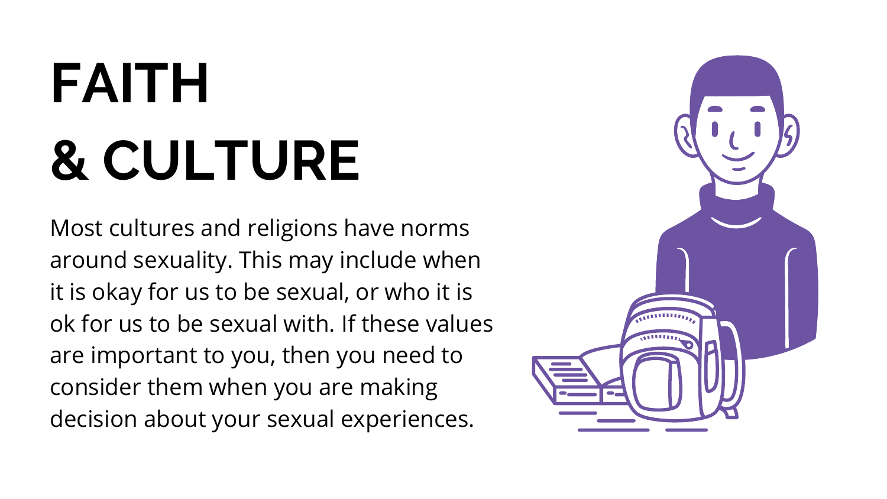# FAITH & CULTURE

Most cultures and religions have norms around sexuality. This may include when it is okay for us to be sexual, or who it is ok for us to be sexual with. If these values are important to you, then you need to consider them when you are making decision about your sexual experiences.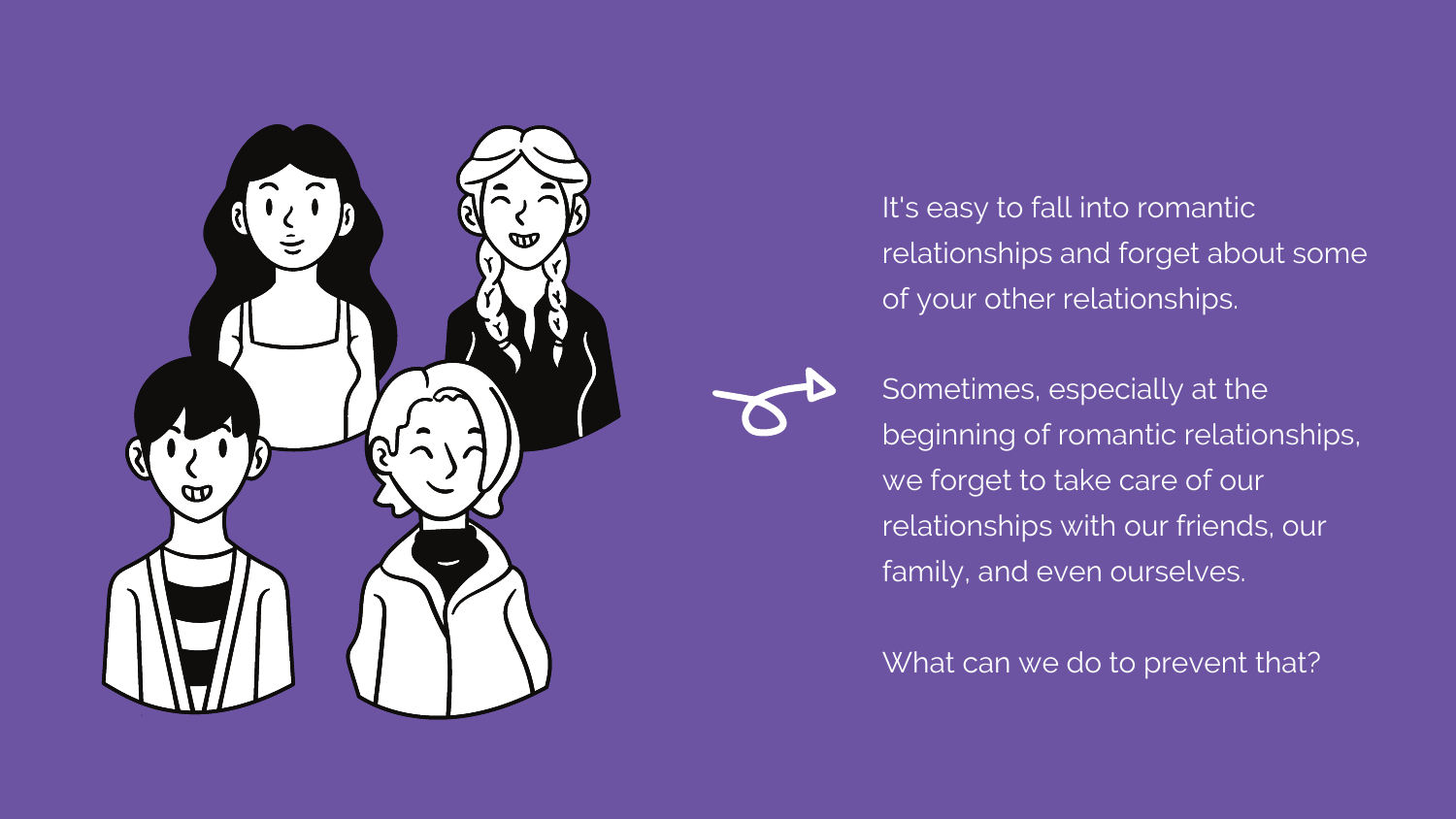It's easy to fall into romantic relationships and forget about some of your other relationships.

Sometimes, especially at the beginning of romantic relationships, we forget to take care of our relationships with our friends, our family, and even ourselves.

What can we do to prevent that?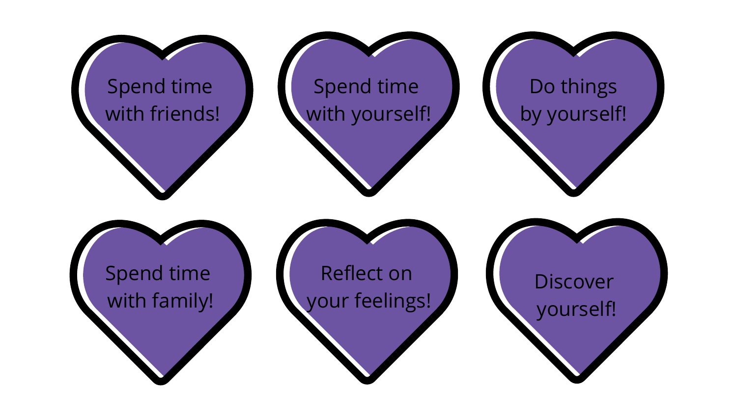Spend time with friends!

Spend time with yourself!

Do things by yourself!

Spend time with family!

Reflect on your feelings!

Discover yourself!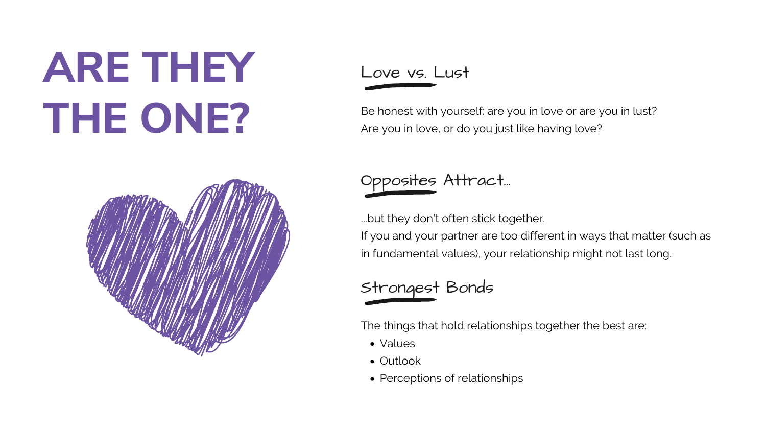# ARE THEY THE ONE?

## Love vs. Lust

Be honest with yourself: are you in love or are you in lust?
Are you in love, or do you just like having love?

## Opposites Attract...

...but they don't often stick together.
If you and your partner are too different in ways that matter (such as in fundamental values), your relationship might not last long.

## Strongest Bonds

The things that hold relationships together the best are:

- Values
- Outlook
- Perceptions of relationships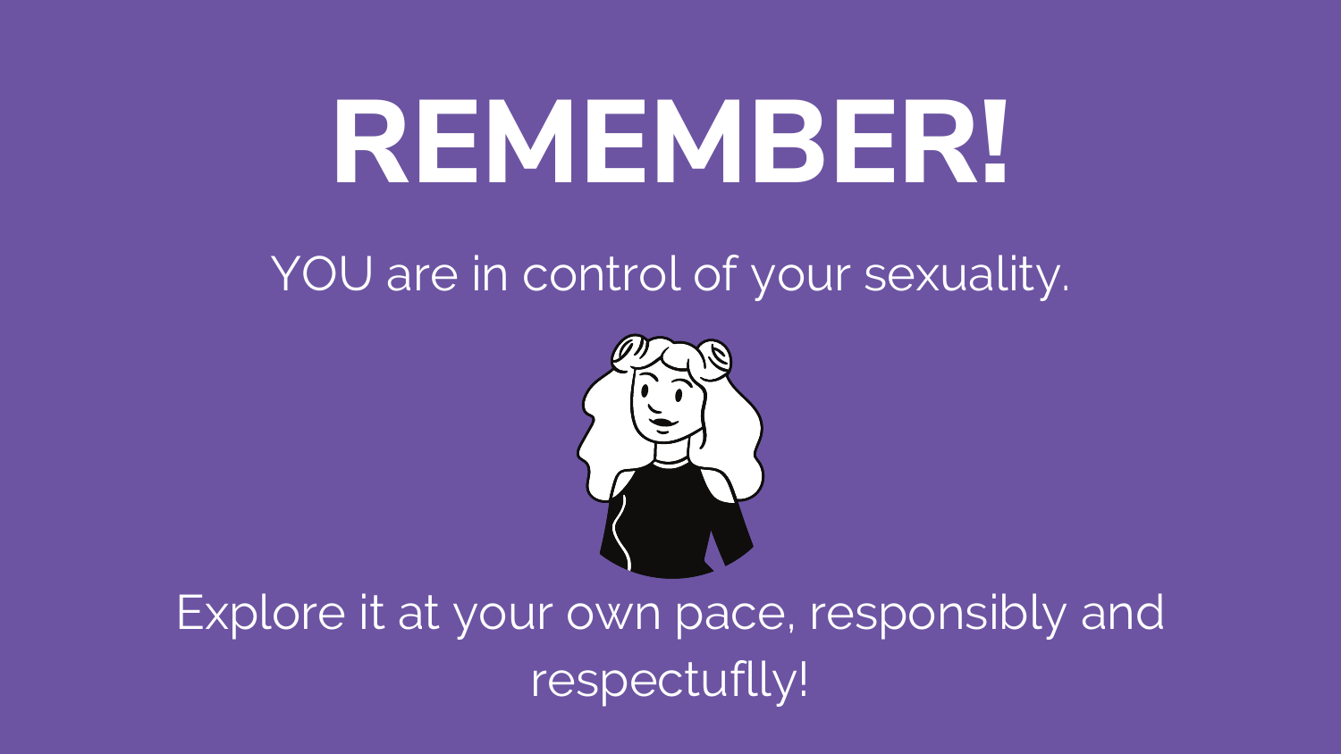# REMEMBER!

YOU are in control of your sexuality.

Explore it at your own pace, responsibly and respectuflly!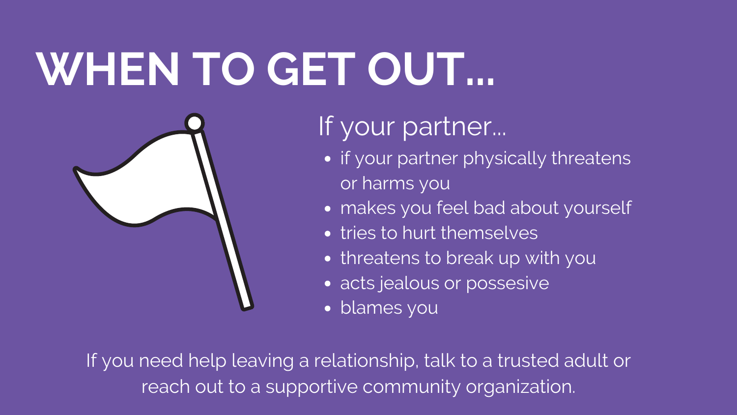# WHEN TO GET OUT...

If your partner...

- if your partner physically threatens or harms you
- makes you feel bad about yourself
- tries to hurt themselves
- threatens to break up with you
- acts jealous or possesive
- blames you

If you need help leaving a relationship, talk to a trusted adult or reach out to a supportive community organization.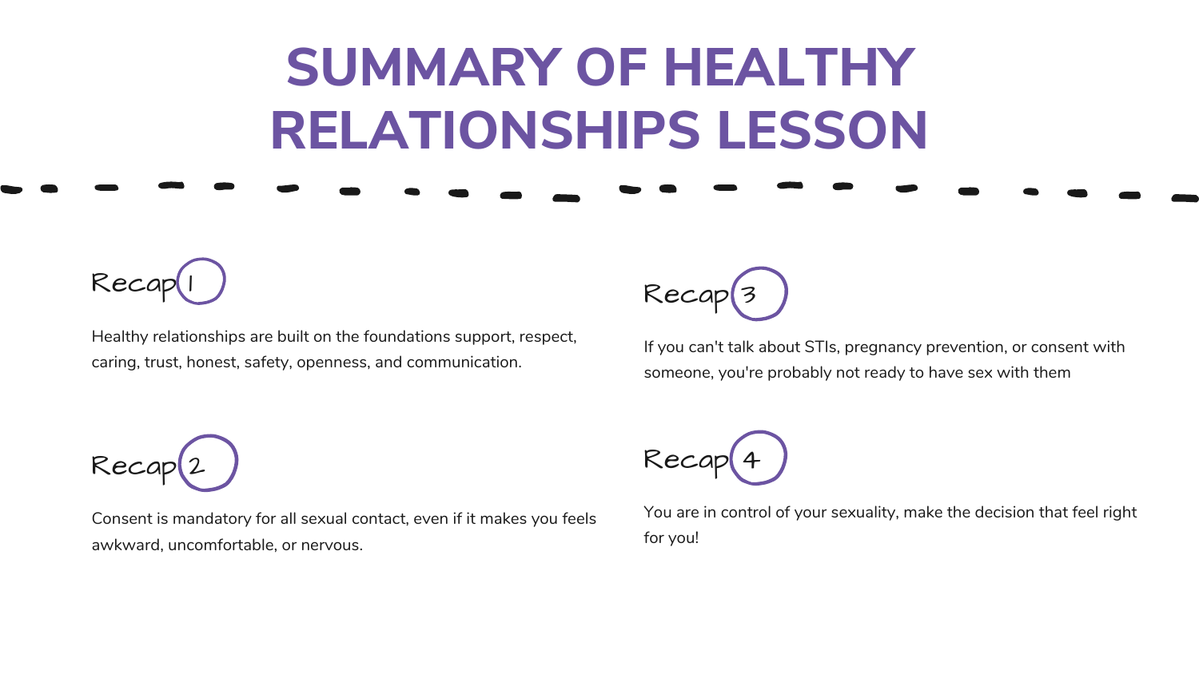# SUMMARY OF HEALTHY RELATIONSHIPS LESSON

## Recap 1

Healthy relationships are built on the foundations support, respect, caring, trust, honest, safety, openness, and communication.

## Recap 2

Consent is mandatory for all sexual contact, even if it makes you feels awkward, uncomfortable, or nervous.

## Recap 3

If you can't talk about STIs, pregnancy prevention, or consent with someone, you're probably not ready to have sex with them

## Recap 4

You are in control of your sexuality, make the decision that feel right for you!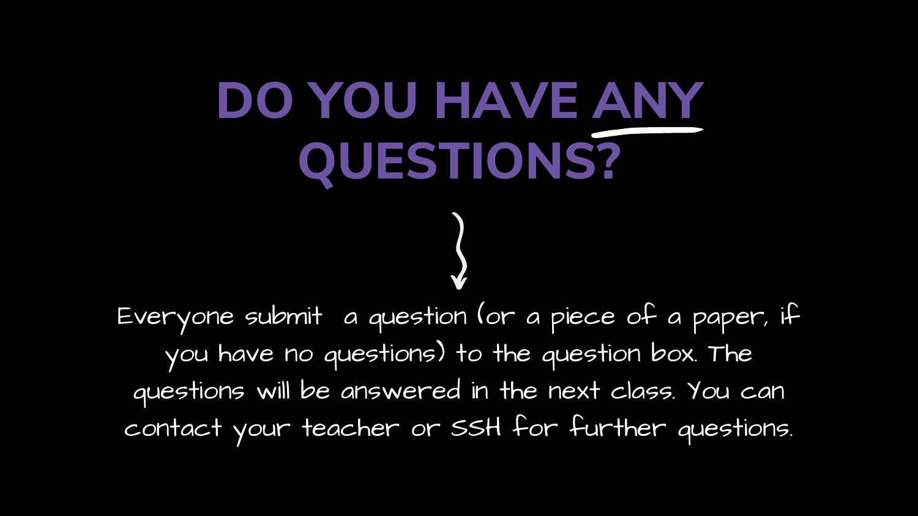# DO YOU HAVE ANY QUESTIONS?

Everyone submit  a question (or a piece of a paper, if you have no questions) to the question box. The questions will be answered in the next class. You can contact your teacher or SSH for further questions.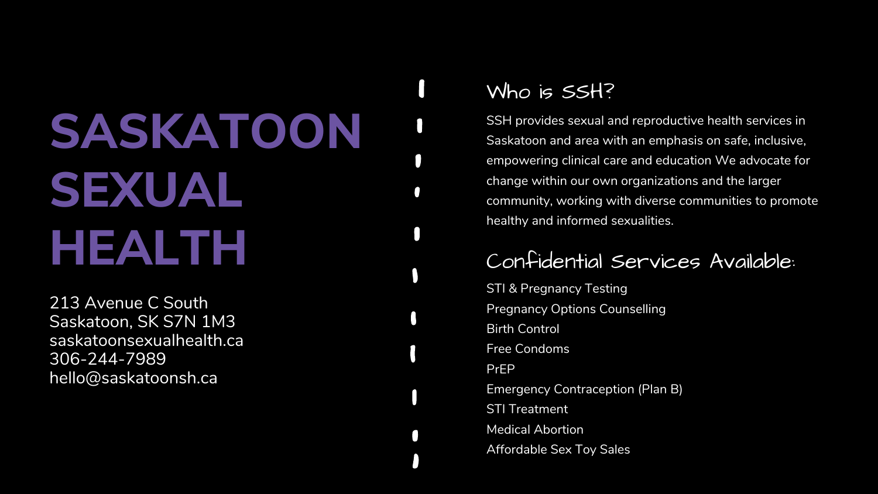# SASKATOON SEXUAL HEALTH

213 Avenue C South
Saskatoon, SK S7N 1M3
saskatoonsexualhealth.ca
306-244-7989
hello@saskatoonsh.ca

## Who is SSH?

SSH provides sexual and reproductive health services in Saskatoon and area with an emphasis on safe, inclusive, empowering clinical care and education We advocate for change within our own organizations and the larger community, working with diverse communities to promote healthy and informed sexualities.

## Confidential Services Available:

STI & Pregnancy Testing
Pregnancy Options Counselling
Birth Control
Free Condoms
PrEP
Emergency Contraception (Plan B)
STI Treatment
Medical Abortion
Affordable Sex Toy Sales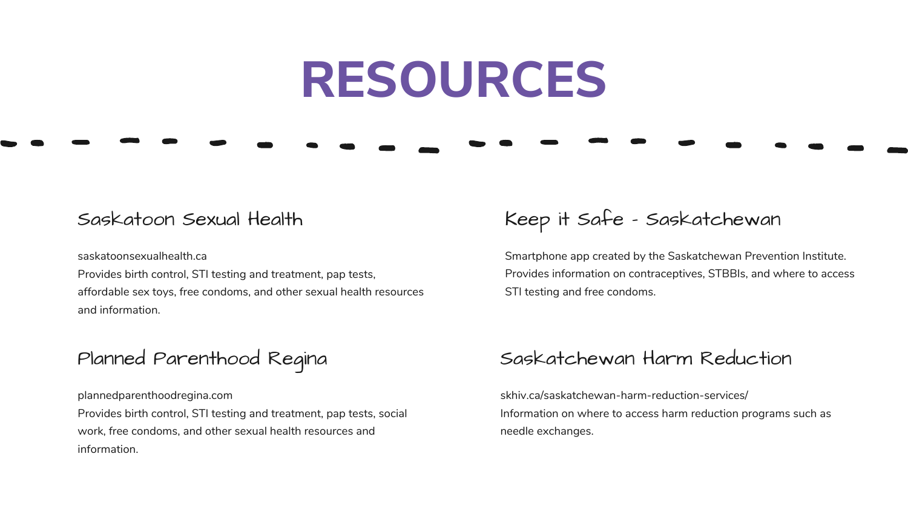# RESOURCES

## Saskatoon Sexual Health

saskatoonsexualhealth.ca
Provides birth control, STI testing and treatment, pap tests, affordable sex toys, free condoms, and other sexual health resources and information.

## Keep it Safe - Saskatchewan

Smartphone app created by the Saskatchewan Prevention Institute. Provides information on contraceptives, STBBIs, and where to access STI testing and free condoms.

## Planned Parenthood Regina

plannedparenthoodregina.com
Provides birth control, STI testing and treatment, pap tests, social work, free condoms, and other sexual health resources and information.

## Saskatchewan Harm Reduction

skhiv.ca/saskatchewan-harm-reduction-services/
Information on where to access harm reduction programs such as needle exchanges.